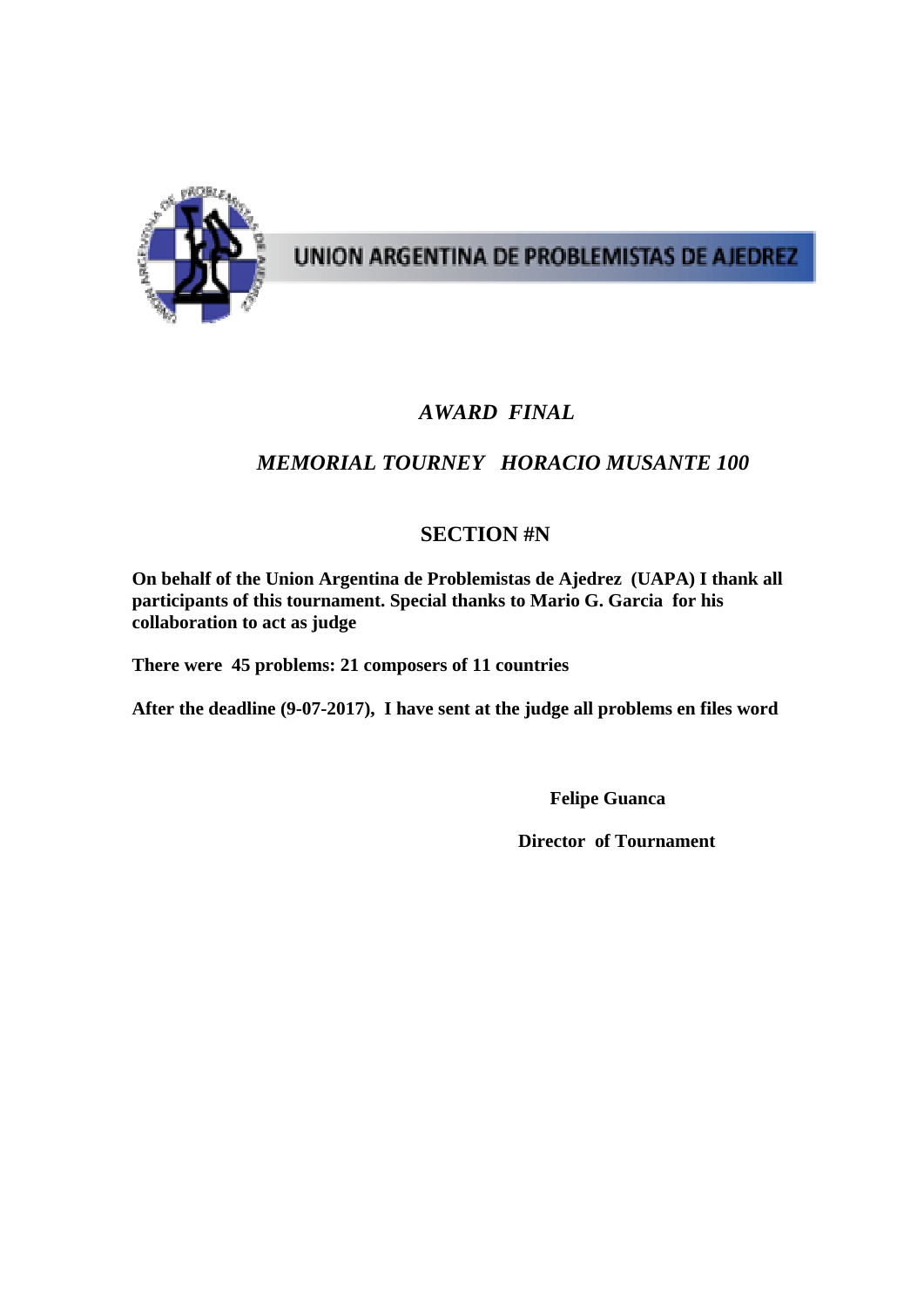UNION ARGENTINA DE PROBLEMISTAS DE AJEDREZ

# *AWARD FINAL*

## *MEMORIAL TOURNEY HORACIO MUSANTE 100*

## SECTION #N

**On behalf of the Union Argentina de Problemistas de Ajedrez (UAPA) I thank all participants of this tournament. Special thanks to Mario G. Garcia for his collaboration to act as judge**

**There were 45 problems: 21 composers of 11 countries**

**After the deadline (9-07-2017), I have sent at the judge all problems en files word**

**Felipe Guanca**

**Director of Tournament**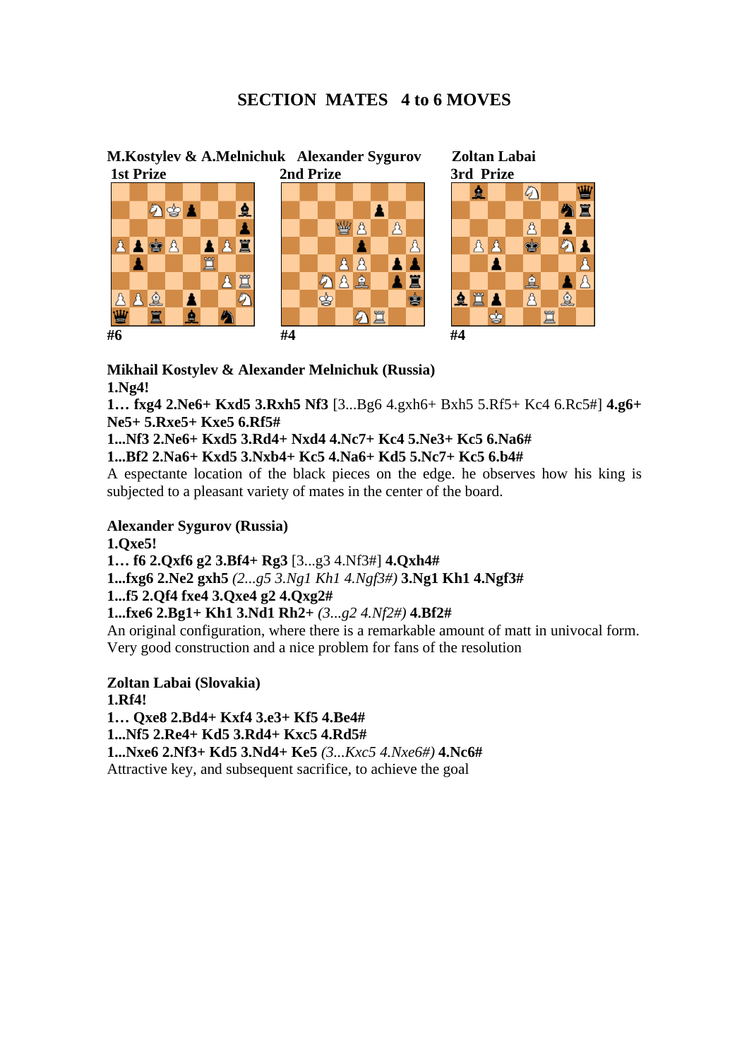# SECTION MATES 4 to 6 MOVES

**M.Kostylev & A.Melnichuk**
**1st Prize**

#6

**Alexander Sygurov**
**2nd Prize**

#4

**Zoltan Labai**
**3rd Prize**

#4

**Mikhail Kostylev & Alexander Melnichuk (Russia)**
**1.Ng4!**
**1… fxg4 2.Ne6+ Kxd5 3.Rxh5 Nf3** [3...Bg6 4.gxh6+ Bxh5 5.Rf5+ Kc4 6.Rc5#] **4.g6+ Ne5+ 5.Rxe5+ Kxe5 6.Rf5#**
**1...Nf3 2.Ne6+ Kxd5 3.Rd4+ Nxd4 4.Nc7+ Kc4 5.Ne3+ Kc5 6.Na6#**
**1...Bf2 2.Na6+ Kxd5 3.Nxb4+ Kc5 4.Na6+ Kd5 5.Nc7+ Kc5 6.b4#**
A espectante location of the black pieces on the edge. he observes how his king is subjected to a pleasant variety of mates in the center of the board.

**Alexander Sygurov (Russia)**
**1.Qxe5!**
**1… f6 2.Qxf6 g2 3.Bf4+ Rg3** [3...g3 4.Nf3#] **4.Qxh4#**
**1...fxg6 2.Ne2 gxh5** *(2...g5 3.Ng1 Kh1 4.Ngf3#)* **3.Ng1 Kh1 4.Ngf3#**
**1...f5 2.Qf4 fxe4 3.Qxe4 g2 4.Qxg2#**
**1...fxe6 2.Bg1+ Kh1 3.Nd1 Rh2+** *(3...g2 4.Nf2#)* **4.Bf2#**
An original configuration, where there is a remarkable amount of matt in univocal form. Very good construction and a nice problem for fans of the resolution

**Zoltan Labai (Slovakia)**
**1.Rf4!**
**1… Qxe8 2.Bd4+ Kxf4 3.e3+ Kf5 4.Be4#**
**1...Nf5 2.Re4+ Kd5 3.Rd4+ Kxc5 4.Rd5#**
**1...Nxe6 2.Nf3+ Kd5 3.Nd4+ Ke5** *(3...Kxc5 4.Nxe6#)* **4.Nc6#**
Attractive key, and subsequent sacrifice, to achieve the goal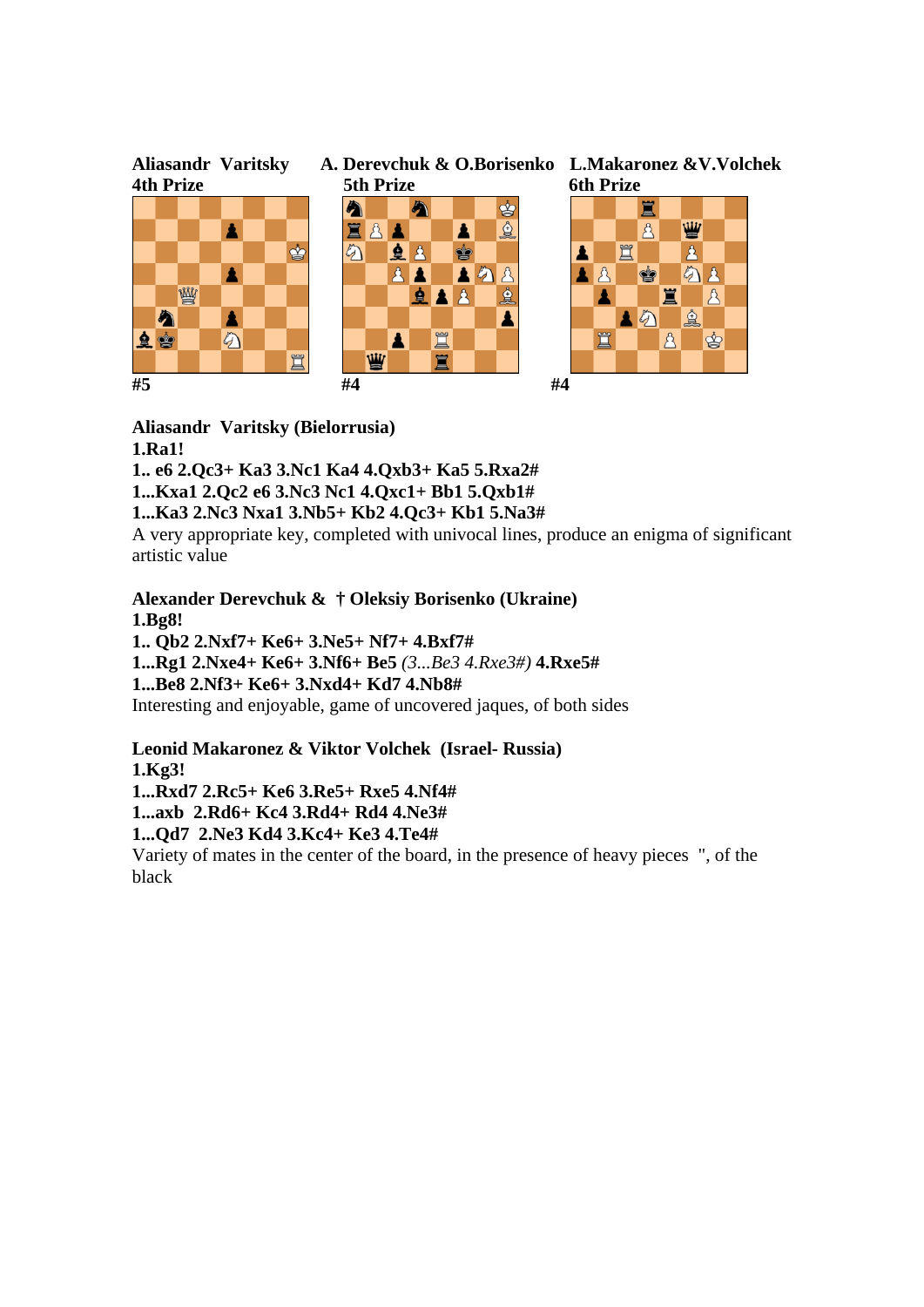**Aliasandr Varitsky**
**4th Prize**

**#5**

**A. Derevchuk & O.Borisenko**
**5th Prize**

**#4**

**L.Makaronez &V.Volchek**
**6th Prize**

**#4**

**Aliasandr Varitsky (Bielorrusia)**
**1.Ra1!**
**1.. e6 2.Qc3+ Ka3 3.Nc1 Ka4 4.Qxb3+ Ka5 5.Rxa2#**
**1...Kxa1 2.Qc2 e6 3.Nc3 Nc1 4.Qxc1+ Bb1 5.Qxb1#**
**1...Ka3 2.Nc3 Nxa1 3.Nb5+ Kb2 4.Qc3+ Kb1 5.Na3#**
A very appropriate key, completed with univocal lines, produce an enigma of significant artistic value

**Alexander Derevchuk & † Oleksiy Borisenko (Ukraine)**
**1.Bg8!**
**1.. Qb2 2.Nxf7+ Ke6+ 3.Ne5+ Nf7+ 4.Bxf7#**
**1...Rg1 2.Nxe4+ Ke6+ 3.Nf6+ Be5** *(3...Be3 4.Rxe3#)* **4.Rxe5#**
**1...Be8 2.Nf3+ Ke6+ 3.Nxd4+ Kd7 4.Nb8#**
Interesting and enjoyable, game of uncovered jaques, of both sides

**Leonid Makaronez & Viktor Volchek (Israel- Russia)**
**1.Kg3!**
**1...Rxd7 2.Rc5+ Ke6 3.Re5+ Rxe5 4.Nf4#**
**1...axb 2.Rd6+ Kc4 3.Rd4+ Rd4 4.Ne3#**
**1...Qd7 2.Ne3 Kd4 3.Kc4+ Ke3 4.Te4#**
Variety of mates in the center of the board, in the presence of heavy pieces ", of the black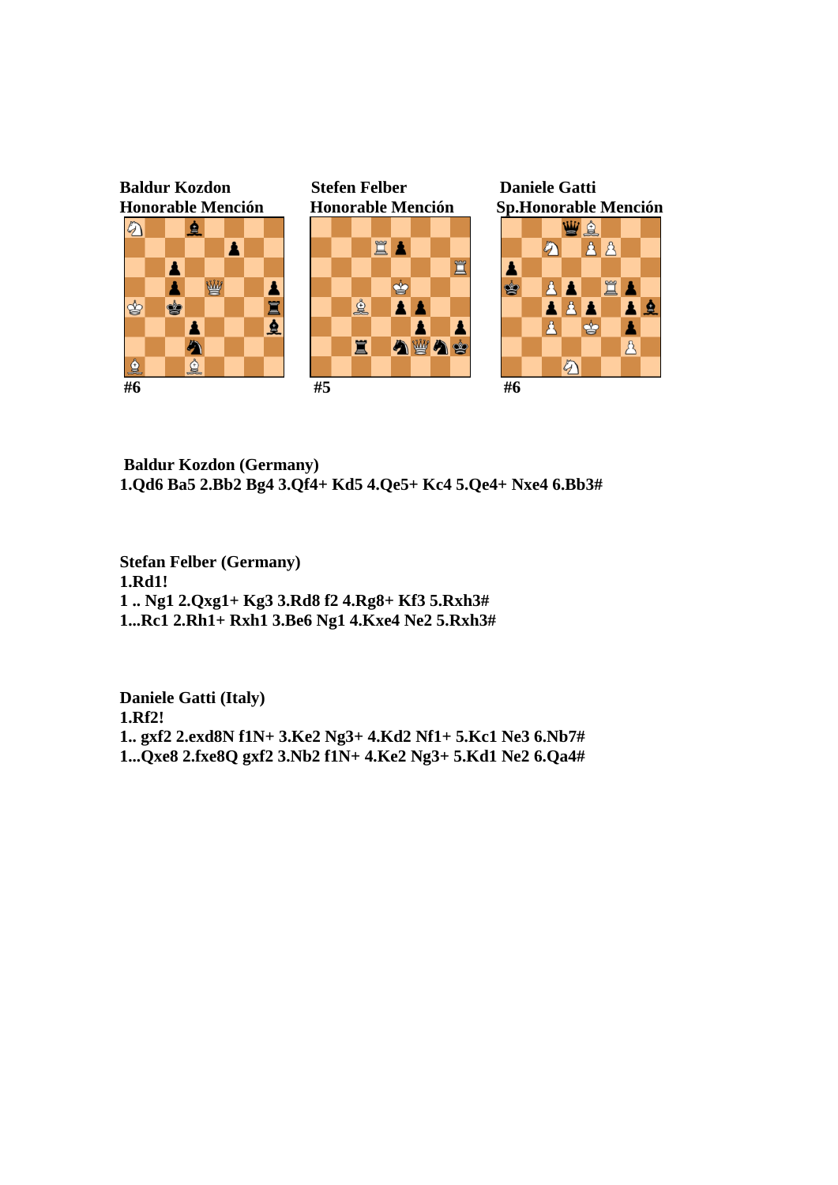**Baldur Kozdon**
**Honorable Mención**

#6

**Stefen Felber**
**Honorable Mención**

#5

**Daniele Gatti**
**Sp.Honorable Mención**

#6

**Baldur Kozdon (Germany)**
**1.Qd6 Ba5 2.Bb2 Bg4 3.Qf4+ Kd5 4.Qe5+ Kc4 5.Qe4+ Nxe4 6.Bb3#**

**Stefan Felber (Germany)**
**1.Rd1!**
**1 .. Ng1 2.Qxg1+ Kg3 3.Rd8 f2 4.Rg8+ Kf3 5.Rxh3#**
**1...Rc1 2.Rh1+ Rxh1 3.Be6 Ng1 4.Kxe4 Ne2 5.Rxh3#**

**Daniele Gatti (Italy)**
**1.Rf2!**
**1.. gxf2 2.exd8N f1N+ 3.Ke2 Ng3+ 4.Kd2 Nf1+ 5.Kc1 Ne3 6.Nb7#**
**1...Qxe8 2.fxe8Q gxf2 3.Nb2 f1N+ 4.Ke2 Ng3+ 5.Kd1 Ne2 6.Qa4#**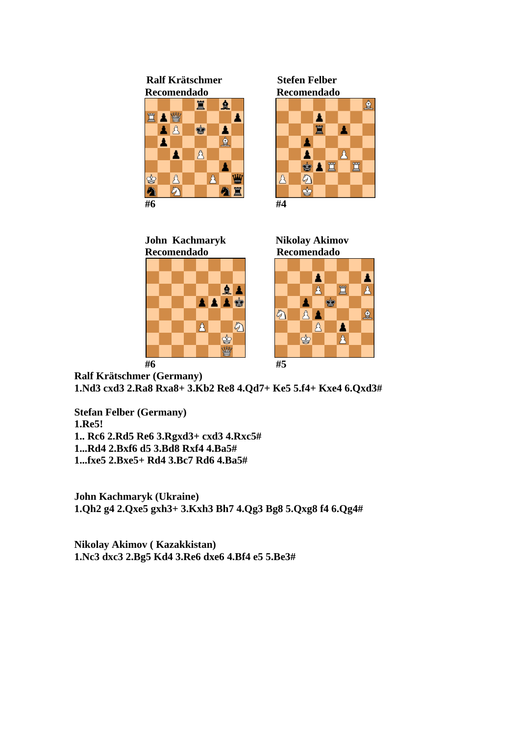**Ralf Krätschmer**
**Recomendado**

#6

**Stefen Felber**
**Recomendado**

#4

**John Kachmaryk**
**Recomendado**

#6

**Nikolay Akimov**
**Recomendado**

#5

**Ralf Krätschmer (Germany)**
**1.Nd3 cxd3 2.Ra8 Rxa8+ 3.Kb2 Re8 4.Qd7+ Ke5 5.f4+ Kxe4 6.Qxd3#**

**Stefan Felber (Germany)**
**1.Re5!**
**1.. Rc6 2.Rd5 Re6 3.Rgxd3+ cxd3 4.Rxc5#**
**1...Rd4 2.Bxf6 d5 3.Bd8 Rxf4 4.Ba5#**
**1...fxe5 2.Bxe5+ Rd4 3.Bc7 Rd6 4.Ba5#**

**John Kachmaryk (Ukraine)**
**1.Qh2 g4 2.Qxe5 gxh3+ 3.Kxh3 Bh7 4.Qg3 Bg8 5.Qxg8 f4 6.Qg4#**

**Nikolay Akimov ( Kazakkistan)**
**1.Nc3 dxc3 2.Bg5 Kd4 3.Re6 dxe6 4.Bf4 e5 5.Be3#**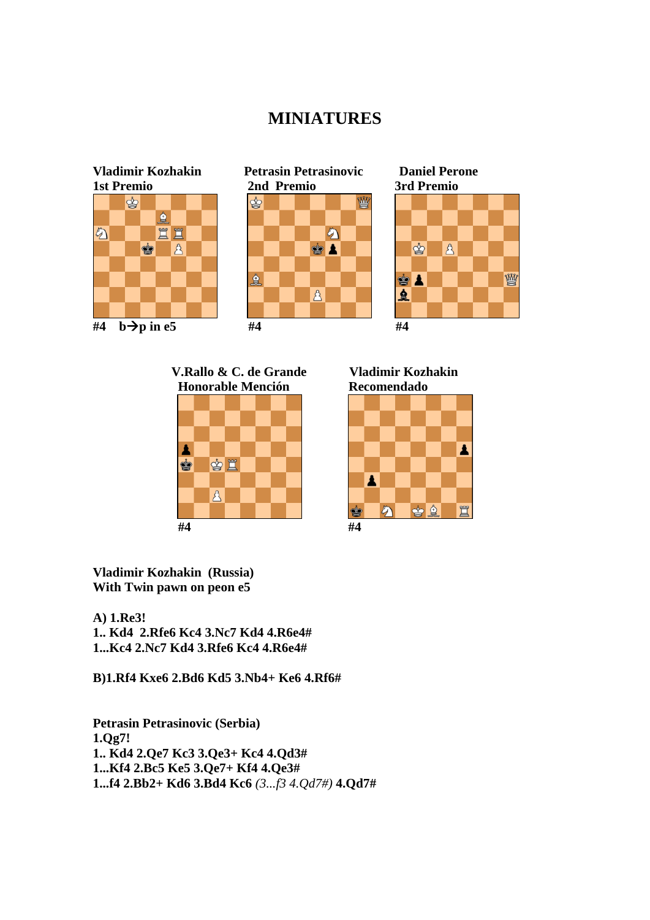# MINIATURES

**Vladimir Kozhakin**
**1st Premio**

#4 b→p in e5

**Petrasin Petrasinovic**
**2nd Premio**

#4

**Daniel Perone**
**3rd Premio**

#4

**V.Rallo & C. de Grande**
**Honorable Mención**

#4

**Vladimir Kozhakin**
**Recomendado**

#4

**Vladimir Kozhakin (Russia)**
**With Twin pawn on peon e5**

**A) 1.Re3!**
**1.. Kd4 2.Rfe6 Kc4 3.Nc7 Kd4 4.R6e4#**
**1...Kc4 2.Nc7 Kd4 3.Rfe6 Kc4 4.R6e4#**

**B)1.Rf4 Kxe6 2.Bd6 Kd5 3.Nb4+ Ke6 4.Rf6#**

**Petrasin Petrasinovic (Serbia)**
**1.Qg7!**
**1.. Kd4 2.Qe7 Kc3 3.Qe3+ Kc4 4.Qd3#**
**1...Kf4 2.Bc5 Ke5 3.Qe7+ Kf4 4.Qe3#**
**1...f4 2.Bb2+ Kd6 3.Bd4 Kc6** *(3...f3 4.Qd7#)* **4.Qd7#**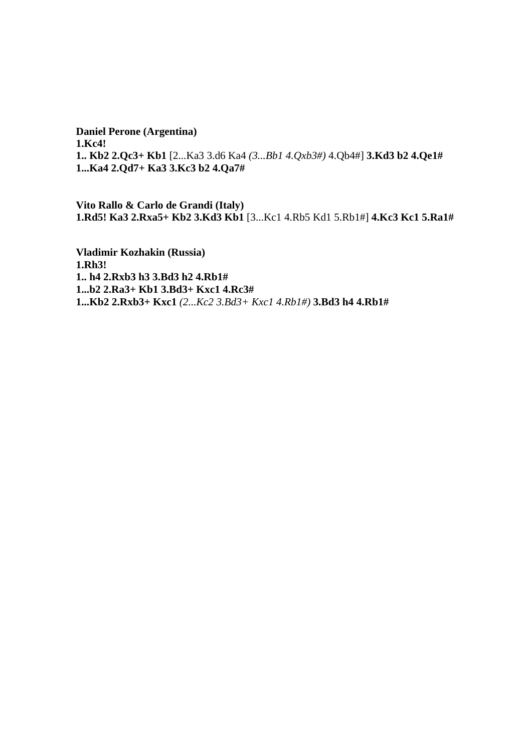**Daniel Perone (Argentina)**
**1.Kc4!**
**1.. Kb2 2.Qc3+ Kb1** [2...Ka3 3.d6 Ka4 *(3...Bb1 4.Qxb3#)* 4.Qb4#] **3.Kd3 b2 4.Qe1#**
**1...Ka4 2.Qd7+ Ka3 3.Kc3 b2 4.Qa7#**

**Vito Rallo & Carlo de Grandi (Italy)**
**1.Rd5! Ka3 2.Rxa5+ Kb2 3.Kd3 Kb1** [3...Kc1 4.Rb5 Kd1 5.Rb1#] **4.Kc3 Kc1 5.Ra1#**

**Vladimir Kozhakin (Russia)**
**1.Rh3!**
**1.. h4 2.Rxb3 h3 3.Bd3 h2 4.Rb1#**
**1...b2 2.Ra3+ Kb1 3.Bd3+ Kxc1 4.Rc3#**
**1...Kb2 2.Rxb3+ Kxc1** *(2...Kc2 3.Bd3+ Kxc1 4.Rb1#)* **3.Bd3 h4 4.Rb1#**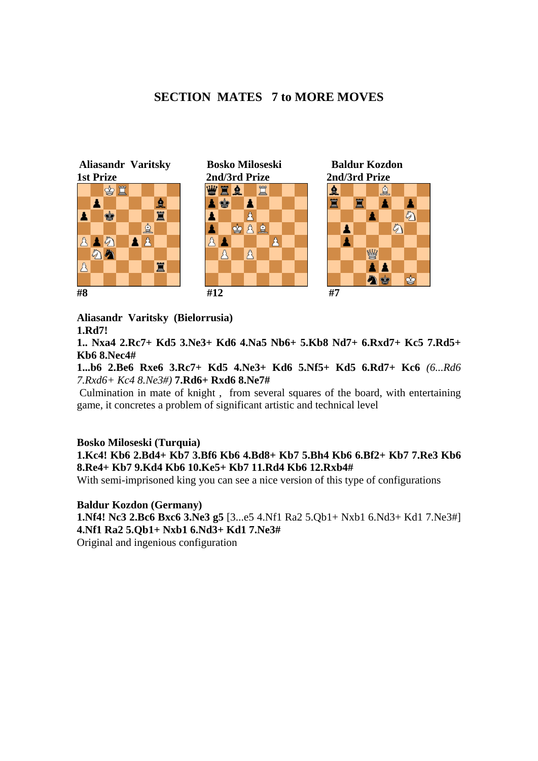## SECTION MATES 7 to MORE MOVES

**Aliasandr Varitsky**
**1st Prize**

**#8**

**Bosko Miloseski**
**2nd/3rd Prize**

**#12**

**Baldur Kozdon**
**2nd/3rd Prize**

**#7**

**Aliasandr Varitsky (Bielorrusia)**

**1.Rd7!**

**1.. Nxa4 2.Rc7+ Kd5 3.Ne3+ Kd6 4.Na5 Nb6+ 5.Kb8 Nd7+ 6.Rxd7+ Kc5 7.Rd5+ Kb6 8.Nec4#**

**1...b6 2.Be6 Rxe6 3.Rc7+ Kd5 4.Ne3+ Kd6 5.Nf5+ Kd5 6.Rd7+ Kc6** *(6...Rd6 7.Rxd6+ Kc4 8.Ne3#)* **7.Rd6+ Rxd6 8.Ne7#**

Culmination in mate of knight , from several squares of the board, with entertaining game, it concretes a problem of significant artistic and technical level

**Bosko Miloseski (Turquia)**

**1.Kc4! Kb6 2.Bd4+ Kb7 3.Bf6 Kb6 4.Bd8+ Kb7 5.Bh4 Kb6 6.Bf2+ Kb7 7.Re3 Kb6 8.Re4+ Kb7 9.Kd4 Kb6 10.Ke5+ Kb7 11.Rd4 Kb6 12.Rxb4#**

With semi-imprisoned king you can see a nice version of this type of configurations

**Baldur Kozdon (Germany)**

**1.Nf4! Nc3 2.Bc6 Bxc6 3.Ne3 g5** [3...e5 4.Nf1 Ra2 5.Qb1+ Nxb1 6.Nd3+ Kd1 7.Ne3#] **4.Nf1 Ra2 5.Qb1+ Nxb1 6.Nd3+ Kd1 7.Ne3#**

Original and ingenious configuration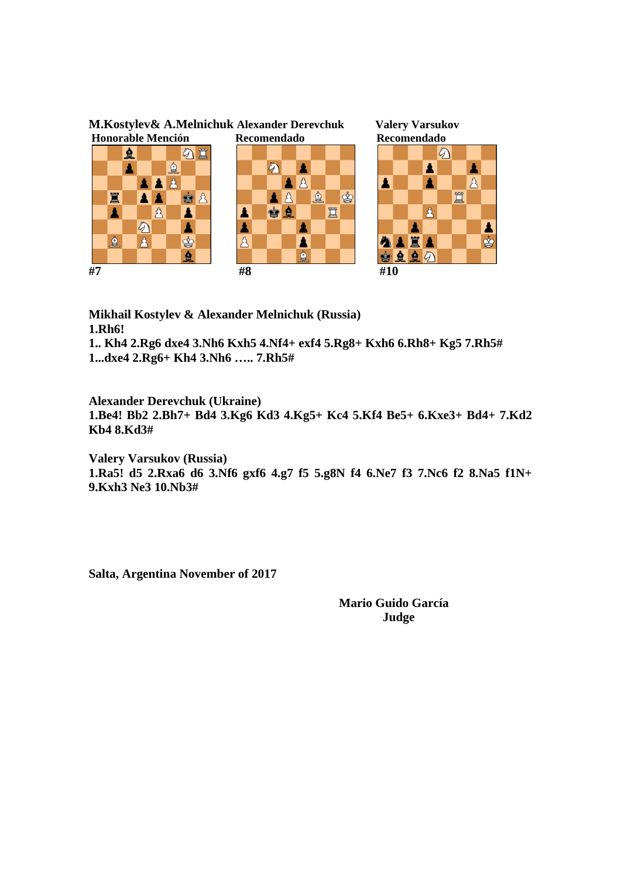**M.Kostylev& A.Melnichuk**
**Honorable Mención**

#7

**Alexander Derevchuk**
**Recomendado**

#8

**Valery Varsukov**
**Recomendado**

#10

**Mikhail Kostylev & Alexander Melnichuk (Russia)**
**1.Rh6!**
**1.. Kh4 2.Rg6 dxe4 3.Nh6 Kxh5 4.Nf4+ exf4 5.Rg8+ Kxh6 6.Rh8+ Kg5 7.Rh5#**
**1...dxe4 2.Rg6+ Kh4 3.Nh6 ….. 7.Rh5#**

**Alexander Derevchuk (Ukraine)**
**1.Be4! Bb2 2.Bh7+ Bd4 3.Kg6 Kd3 4.Kg5+ Kc4 5.Kf4 Be5+ 6.Kxe3+ Bd4+ 7.Kd2 Kb4 8.Kd3#**

**Valery Varsukov (Russia)**
**1.Ra5! d5 2.Rxa6 d6 3.Nf6 gxf6 4.g7 f5 5.g8N f4 6.Ne7 f3 7.Nc6 f2 8.Na5 f1N+ 9.Kxh3 Ne3 10.Nb3#**

**Salta, Argentina November of 2017**

**Mario Guido García**
**Judge**